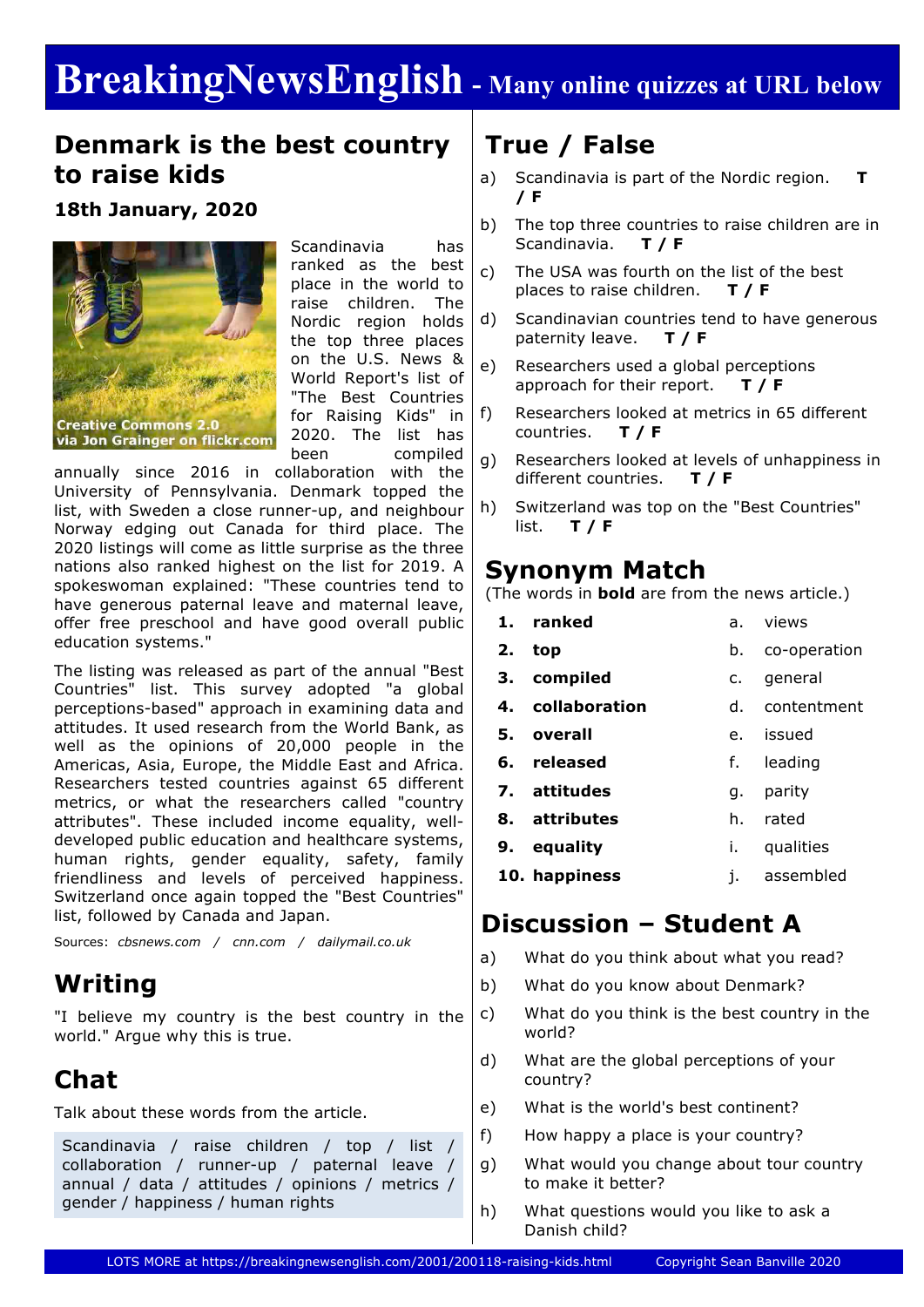# BreakingNewsEnglish - Many online quizzes at URL below

## Denmark is the best country to raise kids

**18th January, 2020**

Creative Commons 2.0 via Jon Grainger on flickr.com

Scandinavia has ranked as the best place in the world to raise children. The Nordic region holds the top three places on the U.S. News & World Report's list of "The Best Countries for Raising Kids" in 2020. The list has been compiled annually since 2016 in collaboration with the University of Pennsylvania. Denmark topped the list, with Sweden a close runner-up, and neighbour Norway edging out Canada for third place. The 2020 listings will come as little surprise as the three nations also ranked highest on the list for 2019. A spokeswoman explained: "These countries tend to have generous paternal leave and maternal leave, offer free preschool and have good overall public education systems."

The listing was released as part of the annual "Best Countries" list. This survey adopted "a global perceptions-based" approach in examining data and attitudes. It used research from the World Bank, as well as the opinions of 20,000 people in the Americas, Asia, Europe, the Middle East and Africa. Researchers tested countries against 65 different metrics, or what the researchers called "country attributes". These included income equality, well-developed public education and healthcare systems, human rights, gender equality, safety, family friendliness and levels of perceived happiness. Switzerland once again topped the "Best Countries" list, followed by Canada and Japan.

Sources: *cbsnews.com / cnn.com / dailymail.co.uk*

## Writing

"I believe my country is the best country in the world." Argue why this is true.

## Chat

Talk about these words from the article.

Scandinavia / raise children / top / list / collaboration / runner-up / paternal leave / annual / data / attitudes / opinions / metrics / gender / happiness / human rights

## True / False

a) Scandinavia is part of the Nordic region. **T / F**

b) The top three countries to raise children are in Scandinavia. **T / F**

c) The USA was fourth on the list of the best places to raise children. **T / F**

d) Scandinavian countries tend to have generous paternity leave. **T / F**

e) Researchers used a global perceptions approach for their report. **T / F**

f) Researchers looked at metrics in 65 different countries. **T / F**

g) Researchers looked at levels of unhappiness in different countries. **T / F**

h) Switzerland was top on the "Best Countries" list. **T / F**

## Synonym Match

(The words in **bold** are from the news article.)

| | | | |
|---|---|---|---|
| **1.** | **ranked** | a. | views |
| **2.** | **top** | b. | co-operation |
| **3.** | **compiled** | c. | general |
| **4.** | **collaboration** | d. | contentment |
| **5.** | **overall** | e. | issued |
| **6.** | **released** | f. | leading |
| **7.** | **attitudes** | g. | parity |
| **8.** | **attributes** | h. | rated |
| **9.** | **equality** | i. | qualities |
| **10.** | **happiness** | j. | assembled |

## Discussion – Student A

a) What do you think about what you read?

b) What do you know about Denmark?

c) What do you think is the best country in the world?

d) What are the global perceptions of your country?

e) What is the world's best continent?

f) How happy a place is your country?

g) What would you change about tour country to make it better?

h) What questions would you like to ask a Danish child?

LOTS MORE at https://breakingnewsenglish.com/2001/200118-raising-kids.html Copyright Sean Banville 2020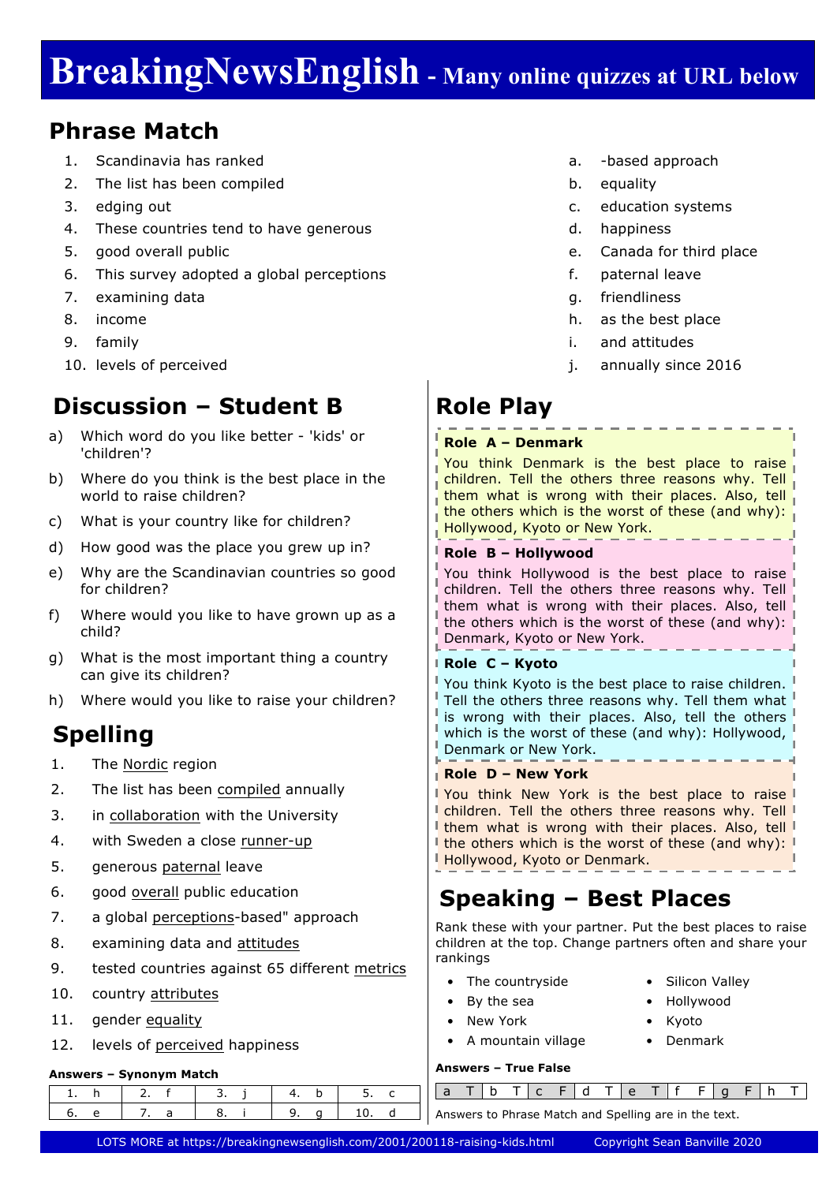# BreakingNewsEnglish - Many online quizzes at URL below

## Phrase Match

1. Scandinavia has ranked
2. The list has been compiled
3. edging out
4. These countries tend to have generous
5. good overall public
6. This survey adopted a global perceptions
7. examining data
8. income
9. family
10. levels of perceived

a. -based approach
b. equality
c. education systems
d. happiness
e. Canada for third place
f. paternal leave
g. friendliness
h. as the best place
i. and attitudes
j. annually since 2016

## Discussion – Student B

a) Which word do you like better - 'kids' or 'children'?
b) Where do you think is the best place in the world to raise children?
c) What is your country like for children?
d) How good was the place you grew up in?
e) Why are the Scandinavian countries so good for children?
f) Where would you like to have grown up as a child?
g) What is the most important thing a country can give its children?
h) Where would you like to raise your children?

## Spelling

1. The Nordic region
2. The list has been compiled annually
3. in collaboration with the University
4. with Sweden a close runner-up
5. generous paternal leave
6. good overall public education
7. a global perceptions-based" approach
8. examining data and attitudes
9. tested countries against 65 different metrics
10. country attributes
11. gender equality
12. levels of perceived happiness

**Answers – Synonym Match**

| | | | | |
|---|---|---|---|---|
| 1. h | 2. f | 3. j | 4. b | 5. c |
| 6. e | 7. a | 8. i | 9. g | 10. d |

## Role Play

**Role A – Denmark**

You think Denmark is the best place to raise children. Tell the others three reasons why. Tell them what is wrong with their places. Also, tell the others which is the worst of these (and why): Hollywood, Kyoto or New York.

**Role B – Hollywood**

You think Hollywood is the best place to raise children. Tell the others three reasons why. Tell them what is wrong with their places. Also, tell the others which is the worst of these (and why): Denmark, Kyoto or New York.

**Role C – Kyoto**

You think Kyoto is the best place to raise children. Tell the others three reasons why. Tell them what is wrong with their places. Also, tell the others which is the worst of these (and why): Hollywood, Denmark or New York.

**Role D – New York**

You think New York is the best place to raise children. Tell the others three reasons why. Tell them what is wrong with their places. Also, tell the others which is the worst of these (and why): Hollywood, Kyoto or Denmark.

## Speaking – Best Places

Rank these with your partner. Put the best places to raise children at the top. Change partners often and share your rankings

- The countryside
- By the sea
- New York
- A mountain village
- Silicon Valley
- Hollywood
- Kyoto
- Denmark

**Answers – True False**

| | | | | | | | | | | | | | | | |
|---|---|---|---|---|---|---|---|---|---|---|---|---|---|---|---|
| a | T | b | T | c | F | d | T | e | T | f | F | g | F | h | T |

Answers to Phrase Match and Spelling are in the text.

LOTS MORE at https://breakingnewsenglish.com/2001/200118-raising-kids.html Copyright Sean Banville 2020